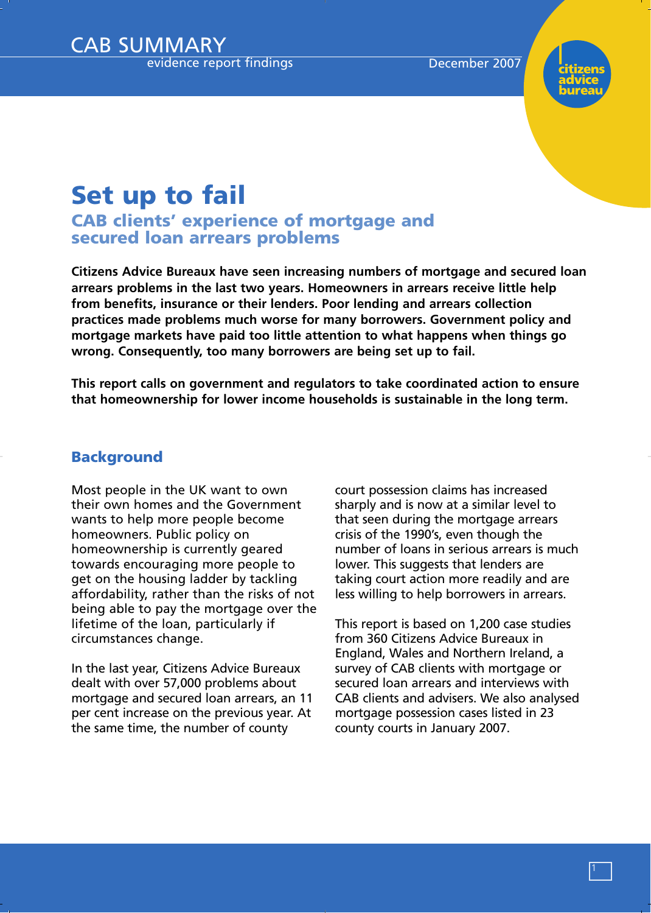CAB SUMMARY
evidence report findings

December 2007

# Set up to fail

## CAB clients' experience of mortgage and secured loan arrears problems

**Citizens Advice Bureaux have seen increasing numbers of mortgage and secured loan arrears problems in the last two years. Homeowners in arrears receive little help from benefits, insurance or their lenders. Poor lending and arrears collection practices made problems much worse for many borrowers. Government policy and mortgage markets have paid too little attention to what happens when things go wrong. Consequently, too many borrowers are being set up to fail.**

**This report calls on government and regulators to take coordinated action to ensure that homeownership for lower income households is sustainable in the long term.**

### Background

Most people in the UK want to own their own homes and the Government wants to help more people become homeowners. Public policy on homeownership is currently geared towards encouraging more people to get on the housing ladder by tackling affordability, rather than the risks of not being able to pay the mortgage over the lifetime of the loan, particularly if circumstances change.

In the last year, Citizens Advice Bureaux dealt with over 57,000 problems about mortgage and secured loan arrears, an 11 per cent increase on the previous year. At the same time, the number of county court possession claims has increased sharply and is now at a similar level to that seen during the mortgage arrears crisis of the 1990's, even though the number of loans in serious arrears is much lower. This suggests that lenders are taking court action more readily and are less willing to help borrowers in arrears.

This report is based on 1,200 case studies from 360 Citizens Advice Bureaux in England, Wales and Northern Ireland, a survey of CAB clients with mortgage or secured loan arrears and interviews with CAB clients and advisers. We also analysed mortgage possession cases listed in 23 county courts in January 2007.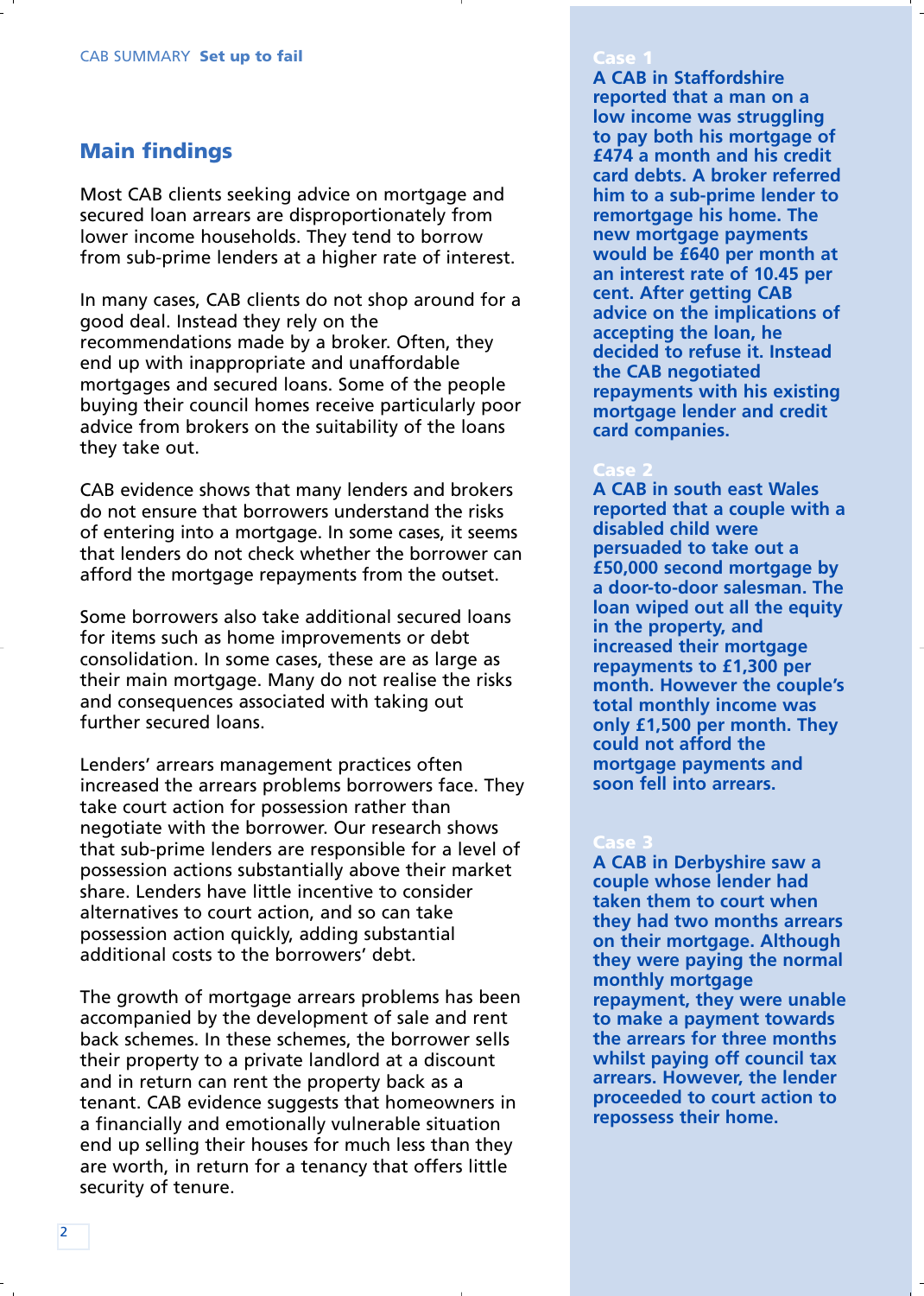## Main findings

Most CAB clients seeking advice on mortgage and secured loan arrears are disproportionately from lower income households. They tend to borrow from sub-prime lenders at a higher rate of interest.

In many cases, CAB clients do not shop around for a good deal. Instead they rely on the recommendations made by a broker. Often, they end up with inappropriate and unaffordable mortgages and secured loans. Some of the people buying their council homes receive particularly poor advice from brokers on the suitability of the loans they take out.

CAB evidence shows that many lenders and brokers do not ensure that borrowers understand the risks of entering into a mortgage. In some cases, it seems that lenders do not check whether the borrower can afford the mortgage repayments from the outset.

Some borrowers also take additional secured loans for items such as home improvements or debt consolidation. In some cases, these are as large as their main mortgage. Many do not realise the risks and consequences associated with taking out further secured loans.

Lenders' arrears management practices often increased the arrears problems borrowers face. They take court action for possession rather than negotiate with the borrower. Our research shows that sub-prime lenders are responsible for a level of possession actions substantially above their market share. Lenders have little incentive to consider alternatives to court action, and so can take possession action quickly, adding substantial additional costs to the borrowers' debt.

The growth of mortgage arrears problems has been accompanied by the development of sale and rent back schemes. In these schemes, the borrower sells their property to a private landlord at a discount and in return can rent the property back as a tenant. CAB evidence suggests that homeowners in a financially and emotionally vulnerable situation end up selling their houses for much less than they are worth, in return for a tenancy that offers little security of tenure.

**Case 1**

**A CAB in Staffordshire reported that a man on a low income was struggling to pay both his mortgage of £474 a month and his credit card debts. A broker referred him to a sub-prime lender to remortgage his home. The new mortgage payments would be £640 per month at an interest rate of 10.45 per cent. After getting CAB advice on the implications of accepting the loan, he decided to refuse it. Instead the CAB negotiated repayments with his existing mortgage lender and credit card companies.**

**Case 2**

**A CAB in south east Wales reported that a couple with a disabled child were persuaded to take out a £50,000 second mortgage by a door-to-door salesman. The loan wiped out all the equity in the property, and increased their mortgage repayments to £1,300 per month. However the couple's total monthly income was only £1,500 per month. They could not afford the mortgage payments and soon fell into arrears.**

**Case 3**

**A CAB in Derbyshire saw a couple whose lender had taken them to court when they had two months arrears on their mortgage. Although they were paying the normal monthly mortgage repayment, they were unable to make a payment towards the arrears for three months whilst paying off council tax arrears. However, the lender proceeded to court action to repossess their home.**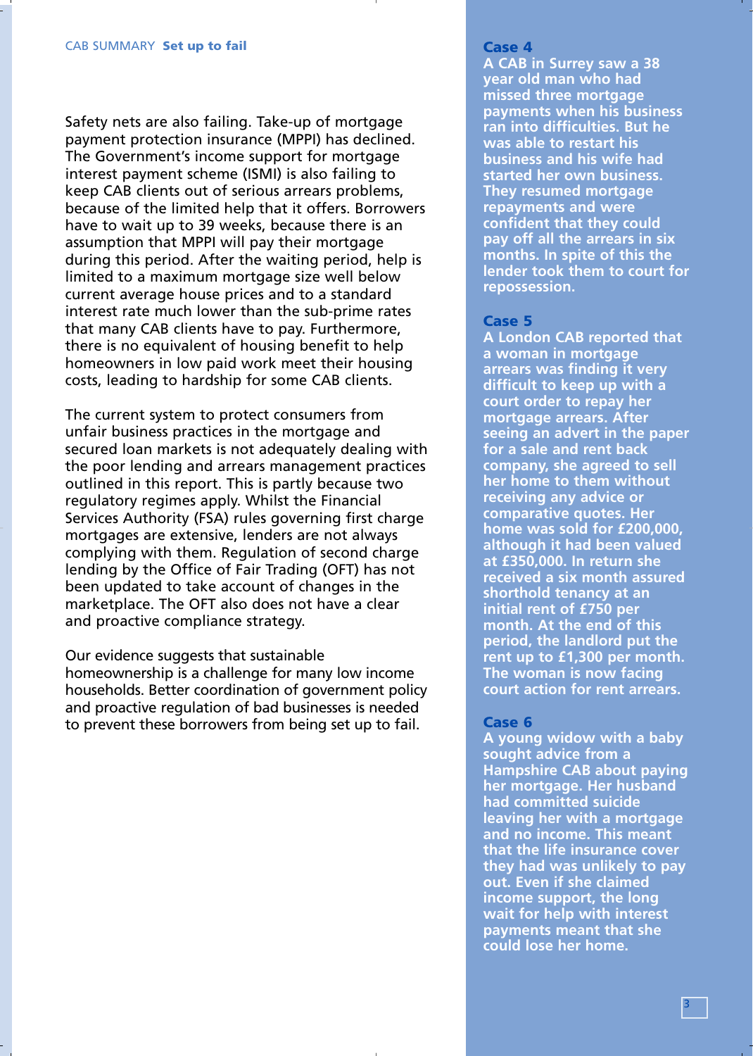Safety nets are also failing. Take-up of mortgage payment protection insurance (MPPI) has declined. The Government's income support for mortgage interest payment scheme (ISMI) is also failing to keep CAB clients out of serious arrears problems, because of the limited help that it offers. Borrowers have to wait up to 39 weeks, because there is an assumption that MPPI will pay their mortgage during this period. After the waiting period, help is limited to a maximum mortgage size well below current average house prices and to a standard interest rate much lower than the sub-prime rates that many CAB clients have to pay. Furthermore, there is no equivalent of housing benefit to help homeowners in low paid work meet their housing costs, leading to hardship for some CAB clients.

The current system to protect consumers from unfair business practices in the mortgage and secured loan markets is not adequately dealing with the poor lending and arrears management practices outlined in this report. This is partly because two regulatory regimes apply. Whilst the Financial Services Authority (FSA) rules governing first charge mortgages are extensive, lenders are not always complying with them. Regulation of second charge lending by the Office of Fair Trading (OFT) has not been updated to take account of changes in the marketplace. The OFT also does not have a clear and proactive compliance strategy.

Our evidence suggests that sustainable homeownership is a challenge for many low income households. Better coordination of government policy and proactive regulation of bad businesses is needed to prevent these borrowers from being set up to fail.

### Case 4

**A CAB in Surrey saw a 38 year old man who had missed three mortgage payments when his business ran into difficulties. But he was able to restart his business and his wife had started her own business. They resumed mortgage repayments and were confident that they could pay off all the arrears in six months. In spite of this the lender took them to court for repossession.**

### Case 5

**A London CAB reported that a woman in mortgage arrears was finding it very difficult to keep up with a court order to repay her mortgage arrears. After seeing an advert in the paper for a sale and rent back company, she agreed to sell her home to them without receiving any advice or comparative quotes. Her home was sold for £200,000, although it had been valued at £350,000. In return she received a six month assured shorthold tenancy at an initial rent of £750 per month. At the end of this period, the landlord put the rent up to £1,300 per month. The woman is now facing court action for rent arrears.**

### Case 6

**A young widow with a baby sought advice from a Hampshire CAB about paying her mortgage. Her husband had committed suicide leaving her with a mortgage and no income. This meant that the life insurance cover they had was unlikely to pay out. Even if she claimed income support, the long wait for help with interest payments meant that she could lose her home.**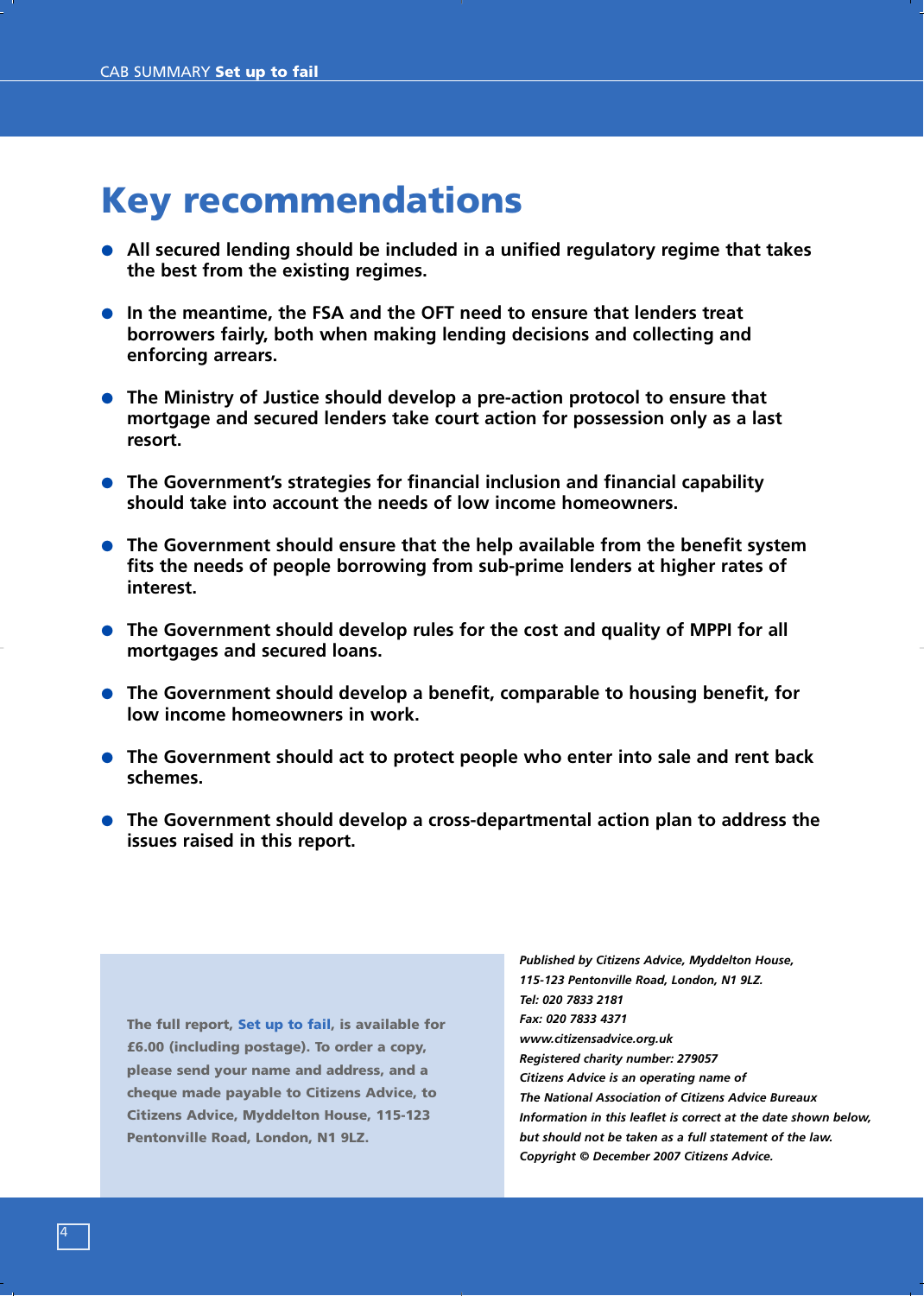# Key recommendations

- **All secured lending should be included in a unified regulatory regime that takes the best from the existing regimes.**
- **In the meantime, the FSA and the OFT need to ensure that lenders treat borrowers fairly, both when making lending decisions and collecting and enforcing arrears.**
- **The Ministry of Justice should develop a pre-action protocol to ensure that mortgage and secured lenders take court action for possession only as a last resort.**
- **The Government's strategies for financial inclusion and financial capability should take into account the needs of low income homeowners.**
- **The Government should ensure that the help available from the benefit system fits the needs of people borrowing from sub-prime lenders at higher rates of interest.**
- **The Government should develop rules for the cost and quality of MPPI for all mortgages and secured loans.**
- **The Government should develop a benefit, comparable to housing benefit, for low income homeowners in work.**
- **The Government should act to protect people who enter into sale and rent back schemes.**
- **The Government should develop a cross-departmental action plan to address the issues raised in this report.**

**The full report, Set up to fail, is available for £6.00 (including postage). To order a copy, please send your name and address, and a cheque made payable to Citizens Advice, to Citizens Advice, Myddelton House, 115-123 Pentonville Road, London, N1 9LZ.**

*Published by Citizens Advice, Myddelton House,*
*115-123 Pentonville Road, London, N1 9LZ.*
*Tel: 020 7833 2181*
*Fax: 020 7833 4371*
*www.citizensadvice.org.uk*
*Registered charity number: 279057*
*Citizens Advice is an operating name of*
*The National Association of Citizens Advice Bureaux*
*Information in this leaflet is correct at the date shown below, but should not be taken as a full statement of the law.*
*Copyright © December 2007 Citizens Advice.*